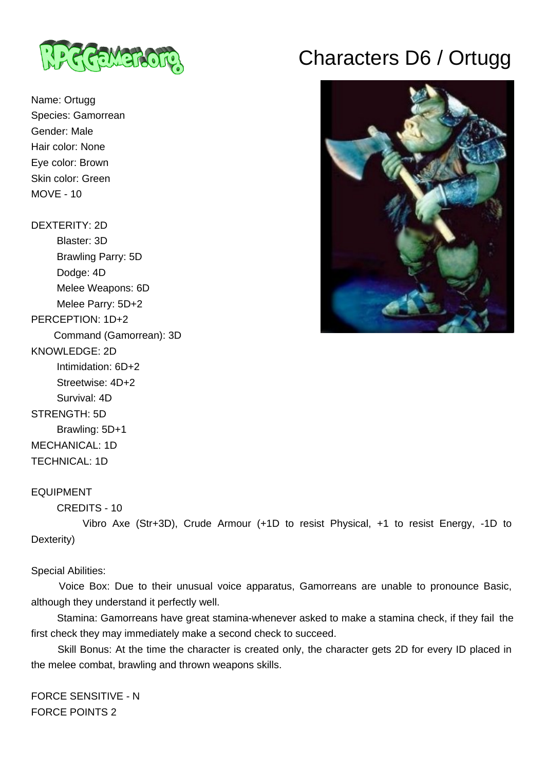# Characters D6 / Ortugg

Name: Ortugg
Species: Gamorrean
Gender: Male
Hair color: None
Eye color: Brown
Skin color: Green
MOVE - 10

DEXTERITY: 2D
- Blaster: 3D
- Brawling Parry: 5D
- Dodge: 4D
- Melee Weapons: 6D
- Melee Parry: 5D+2

PERCEPTION: 1D+2
- Command (Gamorrean): 3D

KNOWLEDGE: 2D
- Intimidation: 6D+2
- Streetwise: 4D+2
- Survival: 4D

STRENGTH: 5D
- Brawling: 5D+1

MECHANICAL: 1D

TECHNICAL: 1D

EQUIPMENT

CREDITS - 10

Vibro Axe (Str+3D), Crude Armour (+1D to resist Physical, +1 to resist Energy, -1D to Dexterity)

Special Abilities:

Voice Box: Due to their unusual voice apparatus, Gamorreans are unable to pronounce Basic, although they understand it perfectly well.

Stamina: Gamorreans have great stamina-whenever asked to make a stamina check, if they fail the first check they may immediately make a second check to succeed.

Skill Bonus: At the time the character is created only, the character gets 2D for every ID placed in the melee combat, brawling and thrown weapons skills.

FORCE SENSITIVE - N
FORCE POINTS 2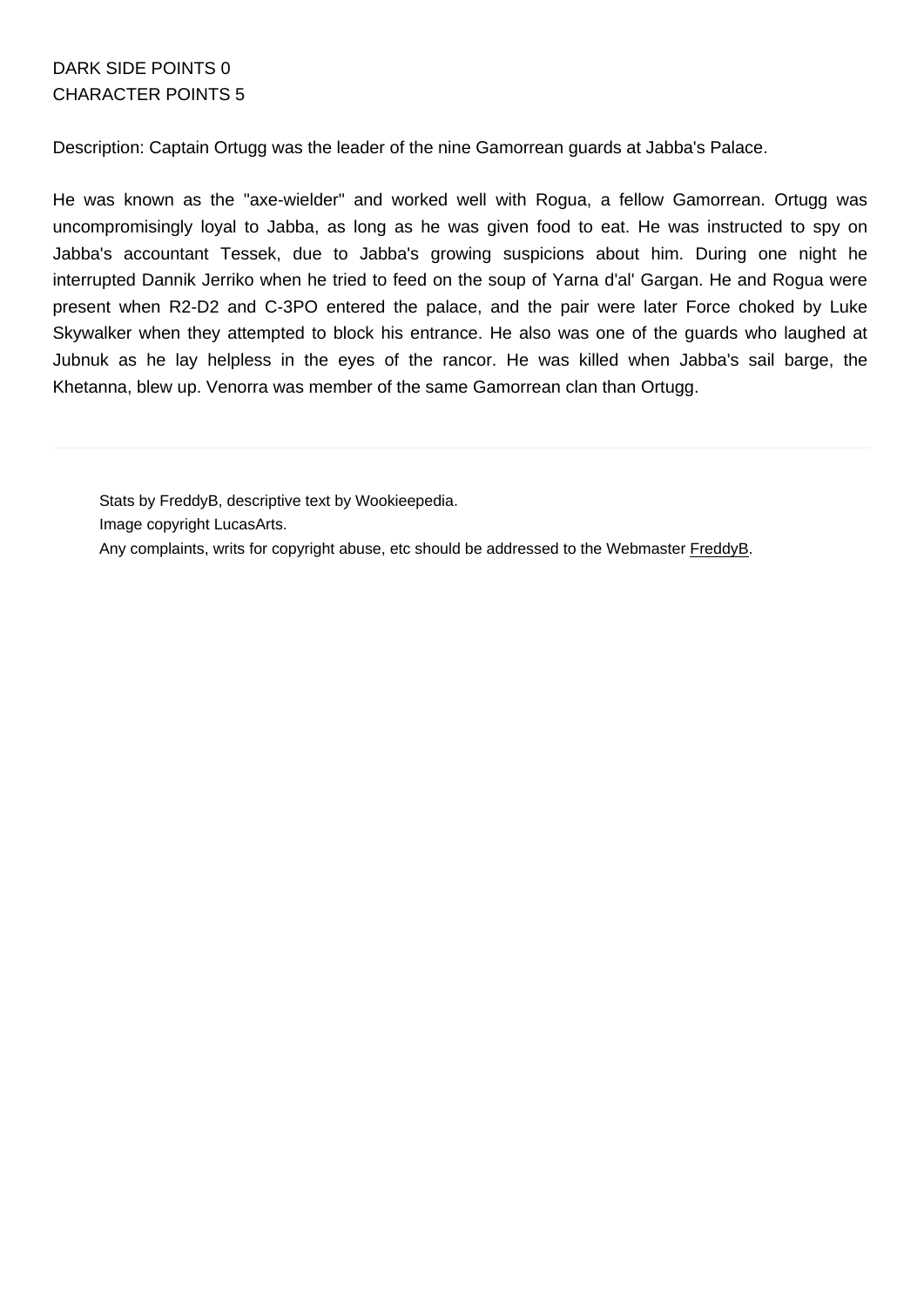DARK SIDE POINTS 0
CHARACTER POINTS 5

Description: Captain Ortugg was the leader of the nine Gamorrean guards at Jabba's Palace.

He was known as the "axe-wielder" and worked well with Rogua, a fellow Gamorrean. Ortugg was uncompromisingly loyal to Jabba, as long as he was given food to eat. He was instructed to spy on Jabba's accountant Tessek, due to Jabba's growing suspicions about him. During one night he interrupted Dannik Jerriko when he tried to feed on the soup of Yarna d'al' Gargan. He and Rogua were present when R2-D2 and C-3PO entered the palace, and the pair were later Force choked by Luke Skywalker when they attempted to block his entrance. He also was one of the guards who laughed at Jubnuk as he lay helpless in the eyes of the rancor. He was killed when Jabba's sail barge, the Khetanna, blew up. Venorra was member of the same Gamorrean clan than Ortugg.

---

Stats by FreddyB, descriptive text by Wookieepedia.
Image copyright LucasArts.
Any complaints, writs for copyright abuse, etc should be addressed to the Webmaster FreddyB.